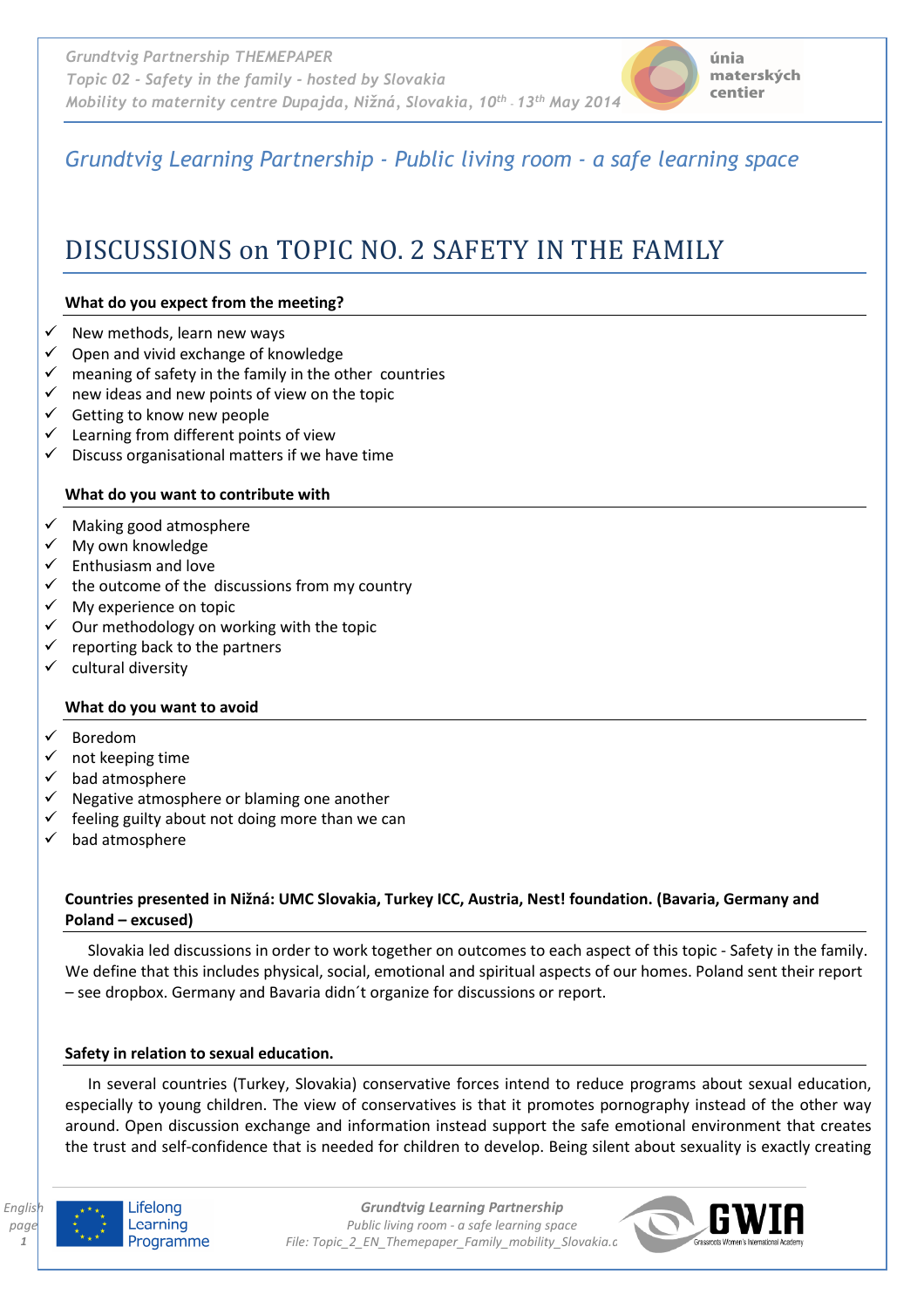## Grundtvig Learning Partnership - Public living room - a safe learning space

# DISCUSSIONS on TOPIC NO. 2 SAFETY IN THE FAMILY

**What do you expect from the meeting?**

- ✓ New methods, learn new ways
- ✓ Open and vivid exchange of knowledge
- ✓ meaning of safety in the family in the other countries
- ✓ new ideas and new points of view on the topic
- ✓ Getting to know new people
- ✓ Learning from different points of view
- ✓ Discuss organisational matters if we have time

**What do you want to contribute with**

- ✓ Making good atmosphere
- ✓ My own knowledge
- ✓ Enthusiasm and love
- ✓ the outcome of the discussions from my country
- ✓ My experience on topic
- ✓ Our methodology on working with the topic
- ✓ reporting back to the partners
- ✓ cultural diversity

**What do you want to avoid**

- ✓ Boredom
- ✓ not keeping time
- ✓ bad atmosphere
- ✓ Negative atmosphere or blaming one another
- ✓ feeling guilty about not doing more than we can
- ✓ bad atmosphere

**Countries presented in Nižná: UMC Slovakia, Turkey ICC, Austria, Nest! foundation. (Bavaria, Germany and Poland – excused)**

Slovakia led discussions in order to work together on outcomes to each aspect of this topic - Safety in the family. We define that this includes physical, social, emotional and spiritual aspects of our homes. Poland sent their report – see dropbox. Germany and Bavaria didn´t organize for discussions or report.

**Safety in relation to sexual education.**

In several countries (Turkey, Slovakia) conservative forces intend to reduce programs about sexual education, especially to young children. The view of conservatives is that it promotes pornography instead of the other way around. Open discussion exchange and information instead support the safe emotional environment that creates the trust and self-confidence that is needed for children to develop. Being silent about sexuality is exactly creating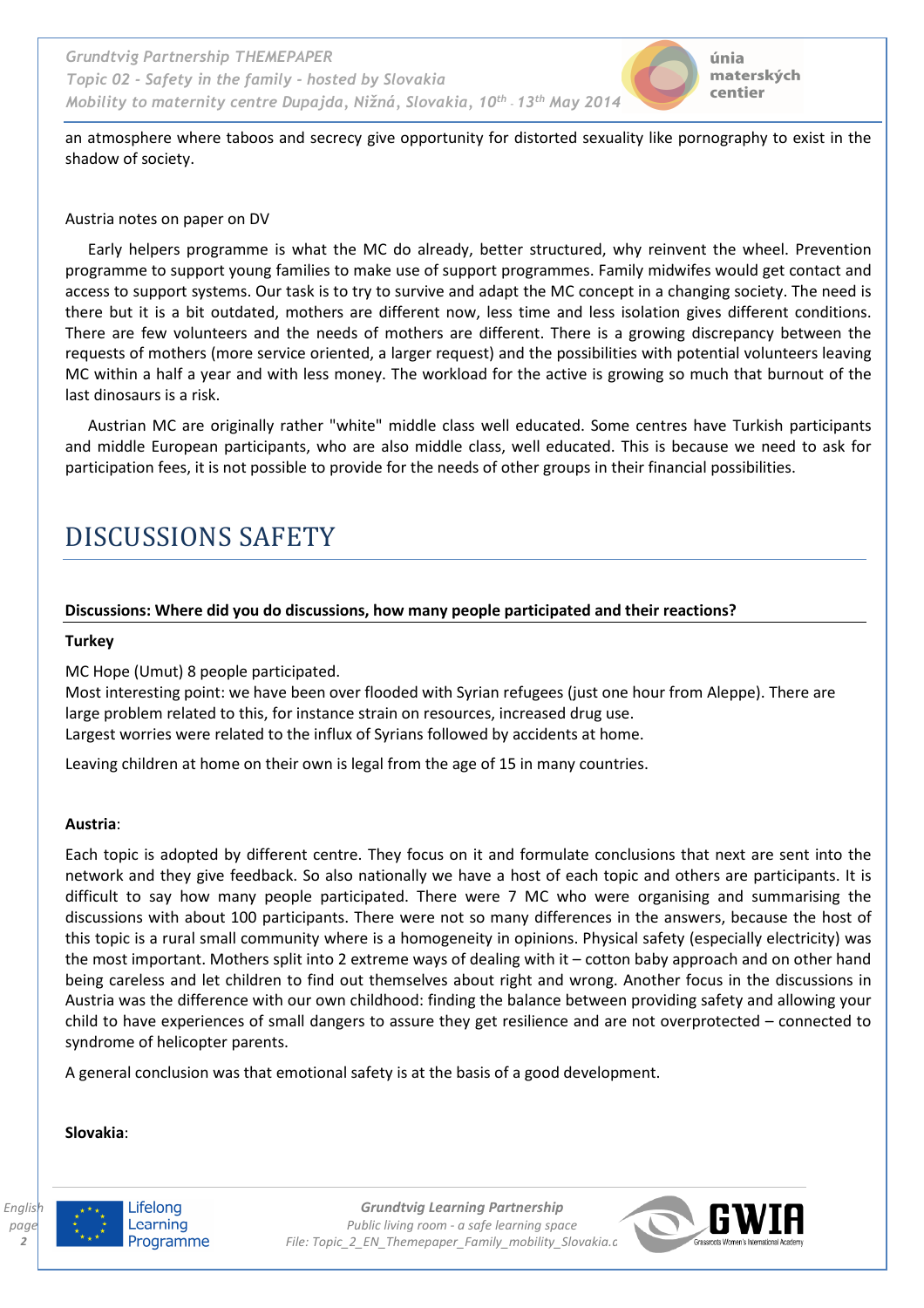an atmosphere where taboos and secrecy give opportunity for distorted sexuality like pornography to exist in the shadow of society.

Austria notes on paper on DV

Early helpers programme is what the MC do already, better structured, why reinvent the wheel. Prevention programme to support young families to make use of support programmes. Family midwifes would get contact and access to support systems. Our task is to try to survive and adapt the MC concept in a changing society. The need is there but it is a bit outdated, mothers are different now, less time and less isolation gives different conditions. There are few volunteers and the needs of mothers are different. There is a growing discrepancy between the requests of mothers (more service oriented, a larger request) and the possibilities with potential volunteers leaving MC within a half a year and with less money. The workload for the active is growing so much that burnout of the last dinosaurs is a risk.

Austrian MC are originally rather "white" middle class well educated. Some centres have Turkish participants and middle European participants, who are also middle class, well educated. This is because we need to ask for participation fees, it is not possible to provide for the needs of other groups in their financial possibilities.

# DISCUSSIONS SAFETY

**Discussions: Where did you do discussions, how many people participated and their reactions?**

**Turkey**

MC Hope (Umut) 8 people participated.
Most interesting point: we have been over flooded with Syrian refugees (just one hour from Aleppe). There are large problem related to this, for instance strain on resources, increased drug use.
Largest worries were related to the influx of Syrians followed by accidents at home.

Leaving children at home on their own is legal from the age of 15 in many countries.

**Austria**:

Each topic is adopted by different centre. They focus on it and formulate conclusions that next are sent into the network and they give feedback. So also nationally we have a host of each topic and others are participants. It is difficult to say how many people participated. There were 7 MC who were organising and summarising the discussions with about 100 participants. There were not so many differences in the answers, because the host of this topic is a rural small community where is a homogeneity in opinions. Physical safety (especially electricity) was the most important. Mothers split into 2 extreme ways of dealing with it – cotton baby approach and on other hand being careless and let children to find out themselves about right and wrong. Another focus in the discussions in Austria was the difference with our own childhood: finding the balance between providing safety and allowing your child to have experiences of small dangers to assure they get resilience and are not overprotected – connected to syndrome of helicopter parents.

A general conclusion was that emotional safety is at the basis of a good development.

**Slovakia**: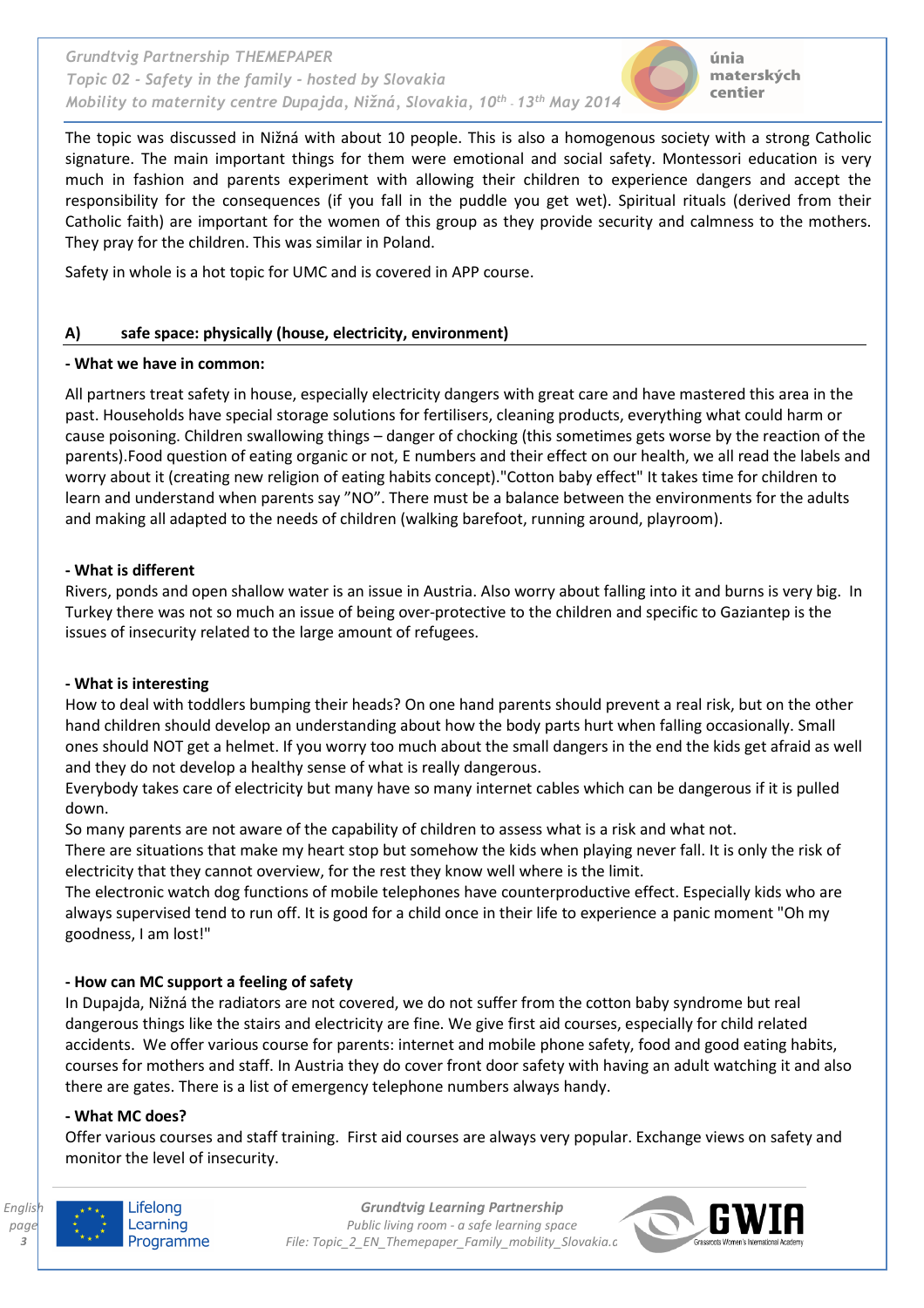The topic was discussed in Nižná with about 10 people. This is also a homogenous society with a strong Catholic signature. The main important things for them were emotional and social safety. Montessori education is very much in fashion and parents experiment with allowing their children to experience dangers and accept the responsibility for the consequences (if you fall in the puddle you get wet). Spiritual rituals (derived from their Catholic faith) are important for the women of this group as they provide security and calmness to the mothers. They pray for the children. This was similar in Poland.

Safety in whole is a hot topic for UMC and is covered in APP course.

## A) safe space: physically (house, electricity, environment)

**- What we have in common:**

All partners treat safety in house, especially electricity dangers with great care and have mastered this area in the past. Households have special storage solutions for fertilisers, cleaning products, everything what could harm or cause poisoning. Children swallowing things – danger of chocking (this sometimes gets worse by the reaction of the parents).Food question of eating organic or not, E numbers and their effect on our health, we all read the labels and worry about it (creating new religion of eating habits concept)."Cotton baby effect" It takes time for children to learn and understand when parents say "NO". There must be a balance between the environments for the adults and making all adapted to the needs of children (walking barefoot, running around, playroom).

**- What is different**

Rivers, ponds and open shallow water is an issue in Austria. Also worry about falling into it and burns is very big. In Turkey there was not so much an issue of being over-protective to the children and specific to Gaziantep is the issues of insecurity related to the large amount of refugees.

**- What is interesting**

How to deal with toddlers bumping their heads? On one hand parents should prevent a real risk, but on the other hand children should develop an understanding about how the body parts hurt when falling occasionally. Small ones should NOT get a helmet. If you worry too much about the small dangers in the end the kids get afraid as well and they do not develop a healthy sense of what is really dangerous.

Everybody takes care of electricity but many have so many internet cables which can be dangerous if it is pulled down.

So many parents are not aware of the capability of children to assess what is a risk and what not.

There are situations that make my heart stop but somehow the kids when playing never fall. It is only the risk of electricity that they cannot overview, for the rest they know well where is the limit.

The electronic watch dog functions of mobile telephones have counterproductive effect. Especially kids who are always supervised tend to run off. It is good for a child once in their life to experience a panic moment "Oh my goodness, I am lost!"

**- How can MC support a feeling of safety**

In Dupajda, Nižná the radiators are not covered, we do not suffer from the cotton baby syndrome but real dangerous things like the stairs and electricity are fine. We give first aid courses, especially for child related accidents. We offer various course for parents: internet and mobile phone safety, food and good eating habits, courses for mothers and staff. In Austria they do cover front door safety with having an adult watching it and also there are gates. There is a list of emergency telephone numbers always handy.

**- What MC does?**

Offer various courses and staff training. First aid courses are always very popular. Exchange views on safety and monitor the level of insecurity.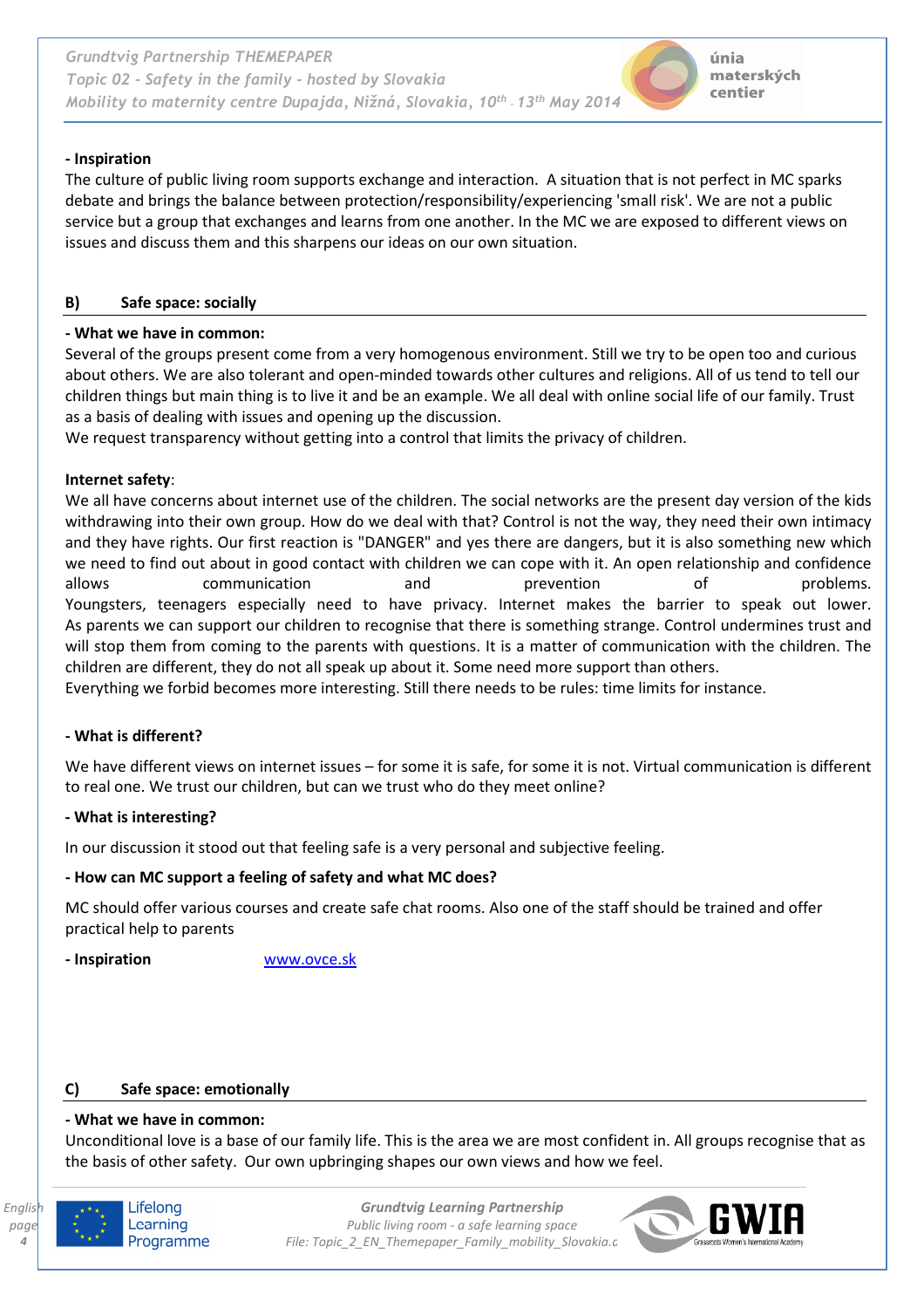**- Inspiration**

The culture of public living room supports exchange and interaction. A situation that is not perfect in MC sparks debate and brings the balance between protection/responsibility/experiencing 'small risk'. We are not a public service but a group that exchanges and learns from one another. In the MC we are exposed to different views on issues and discuss them and this sharpens our ideas on our own situation.

## B) Safe space: socially

**- What we have in common:**

Several of the groups present come from a very homogenous environment. Still we try to be open too and curious about others. We are also tolerant and open-minded towards other cultures and religions. All of us tend to tell our children things but main thing is to live it and be an example. We all deal with online social life of our family. Trust as a basis of dealing with issues and opening up the discussion.

We request transparency without getting into a control that limits the privacy of children.

**Internet safety**:

We all have concerns about internet use of the children. The social networks are the present day version of the kids withdrawing into their own group. How do we deal with that? Control is not the way, they need their own intimacy and they have rights. Our first reaction is "DANGER" and yes there are dangers, but it is also something new which we need to find out about in good contact with children we can cope with it. An open relationship and confidence allows communication and prevention of problems. Youngsters, teenagers especially need to have privacy. Internet makes the barrier to speak out lower. As parents we can support our children to recognise that there is something strange. Control undermines trust and will stop them from coming to the parents with questions. It is a matter of communication with the children. The children are different, they do not all speak up about it. Some need more support than others.

Everything we forbid becomes more interesting. Still there needs to be rules: time limits for instance.

**- What is different?**

We have different views on internet issues – for some it is safe, for some it is not. Virtual communication is different to real one. We trust our children, but can we trust who do they meet online?

**- What is interesting?**

In our discussion it stood out that feeling safe is a very personal and subjective feeling.

**- How can MC support a feeling of safety and what MC does?**

MC should offer various courses and create safe chat rooms. Also one of the staff should be trained and offer practical help to parents

**- Inspiration** www.ovce.sk

## C) Safe space: emotionally

**- What we have in common:**

Unconditional love is a base of our family life. This is the area we are most confident in. All groups recognise that as the basis of other safety. Our own upbringing shapes our own views and how we feel.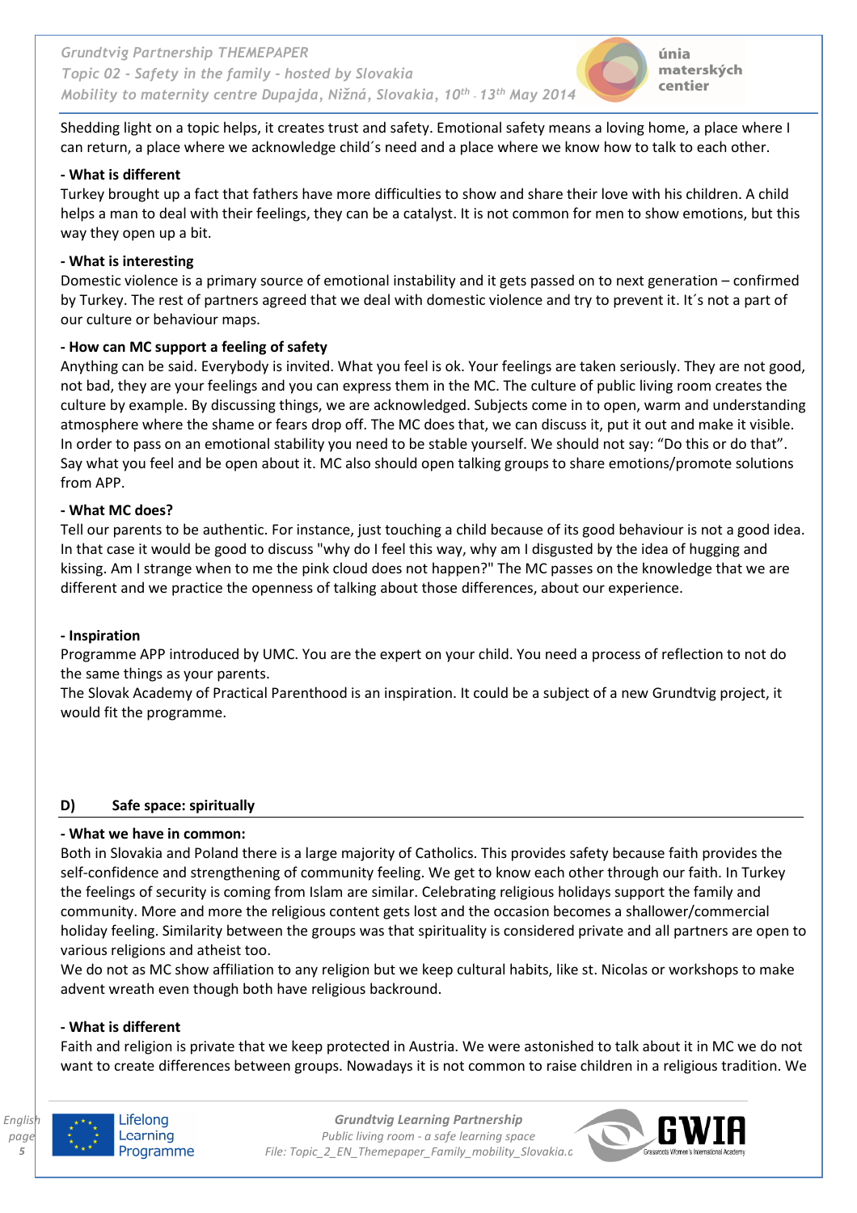Shedding light on a topic helps, it creates trust and safety. Emotional safety means a loving home, a place where I can return, a place where we acknowledge child´s need and a place where we know how to talk to each other.

**- What is different**

Turkey brought up a fact that fathers have more difficulties to show and share their love with his children. A child helps a man to deal with their feelings, they can be a catalyst. It is not common for men to show emotions, but this way they open up a bit.

**- What is interesting**

Domestic violence is a primary source of emotional instability and it gets passed on to next generation – confirmed by Turkey. The rest of partners agreed that we deal with domestic violence and try to prevent it. It´s not a part of our culture or behaviour maps.

**- How can MC support a feeling of safety**

Anything can be said. Everybody is invited. What you feel is ok. Your feelings are taken seriously. They are not good, not bad, they are your feelings and you can express them in the MC. The culture of public living room creates the culture by example. By discussing things, we are acknowledged. Subjects come in to open, warm and understanding atmosphere where the shame or fears drop off. The MC does that, we can discuss it, put it out and make it visible. In order to pass on an emotional stability you need to be stable yourself. We should not say: "Do this or do that". Say what you feel and be open about it. MC also should open talking groups to share emotions/promote solutions from APP.

**- What MC does?**

Tell our parents to be authentic. For instance, just touching a child because of its good behaviour is not a good idea. In that case it would be good to discuss "why do I feel this way, why am I disgusted by the idea of hugging and kissing. Am I strange when to me the pink cloud does not happen?" The MC passes on the knowledge that we are different and we practice the openness of talking about those differences, about our experience.

**- Inspiration**

Programme APP introduced by UMC. You are the expert on your child. You need a process of reflection to not do the same things as your parents.
The Slovak Academy of Practical Parenthood is an inspiration. It could be a subject of a new Grundtvig project, it would fit the programme.

## D) Safe space: spiritually

**- What we have in common:**

Both in Slovakia and Poland there is a large majority of Catholics. This provides safety because faith provides the self-confidence and strengthening of community feeling. We get to know each other through our faith. In Turkey the feelings of security is coming from Islam are similar. Celebrating religious holidays support the family and community. More and more the religious content gets lost and the occasion becomes a shallower/commercial holiday feeling. Similarity between the groups was that spirituality is considered private and all partners are open to various religions and atheist too.
We do not as MC show affiliation to any religion but we keep cultural habits, like st. Nicolas or workshops to make advent wreath even though both have religious backround.

**- What is different**

Faith and religion is private that we keep protected in Austria. We were astonished to talk about it in MC we do not want to create differences between groups. Nowadays it is not common to raise children in a religious tradition. We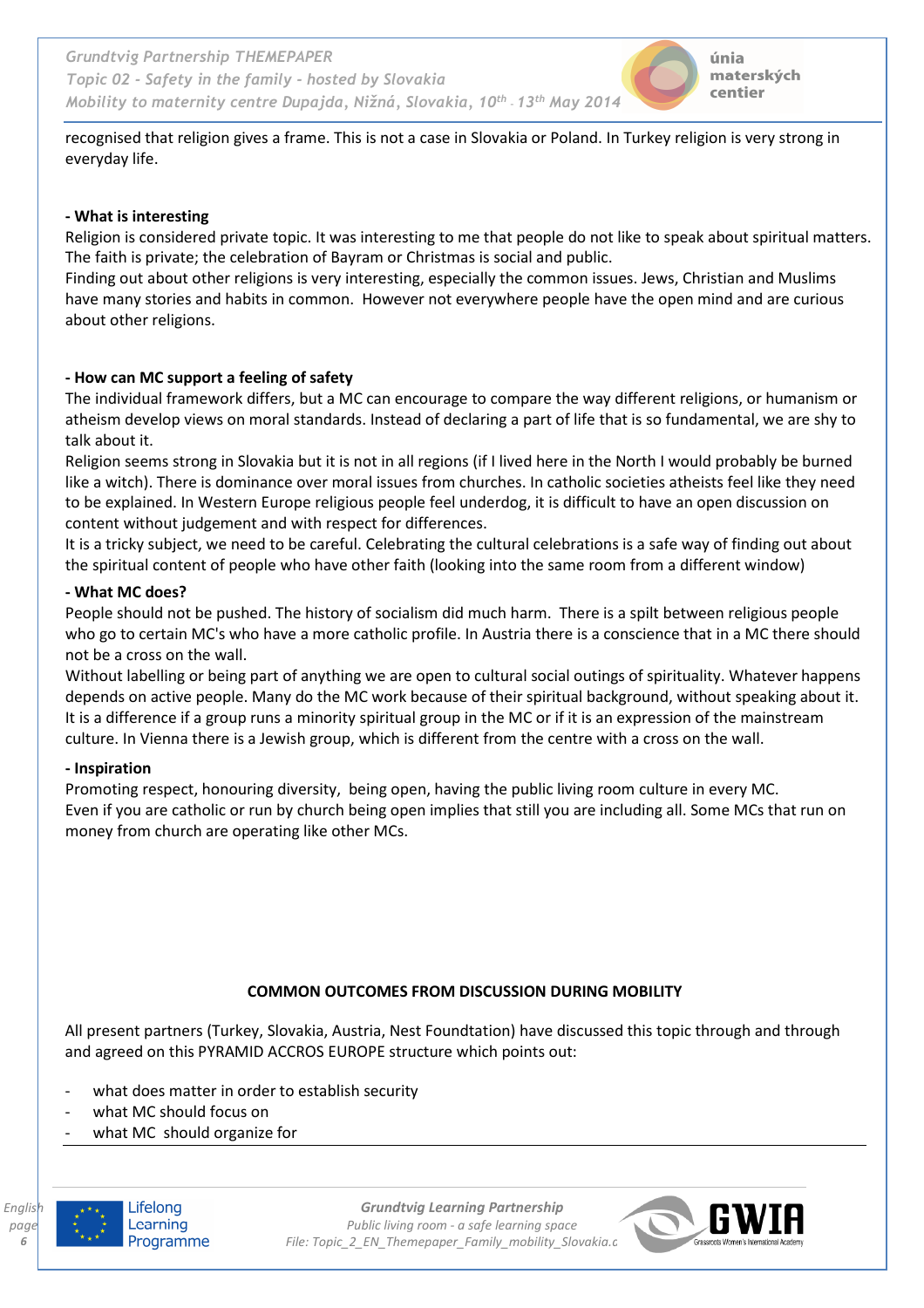recognised that religion gives a frame. This is not a case in Slovakia or Poland. In Turkey religion is very strong in everyday life.

**- What is interesting**

Religion is considered private topic. It was interesting to me that people do not like to speak about spiritual matters. The faith is private; the celebration of Bayram or Christmas is social and public.

Finding out about other religions is very interesting, especially the common issues. Jews, Christian and Muslims have many stories and habits in common. However not everywhere people have the open mind and are curious about other religions.

**- How can MC support a feeling of safety**

The individual framework differs, but a MC can encourage to compare the way different religions, or humanism or atheism develop views on moral standards. Instead of declaring a part of life that is so fundamental, we are shy to talk about it.

Religion seems strong in Slovakia but it is not in all regions (if I lived here in the North I would probably be burned like a witch). There is dominance over moral issues from churches. In catholic societies atheists feel like they need to be explained. In Western Europe religious people feel underdog, it is difficult to have an open discussion on content without judgement and with respect for differences.

It is a tricky subject, we need to be careful. Celebrating the cultural celebrations is a safe way of finding out about the spiritual content of people who have other faith (looking into the same room from a different window)

**- What MC does?**

People should not be pushed. The history of socialism did much harm. There is a spilt between religious people who go to certain MC's who have a more catholic profile. In Austria there is a conscience that in a MC there should not be a cross on the wall.

Without labelling or being part of anything we are open to cultural social outings of spirituality. Whatever happens depends on active people. Many do the MC work because of their spiritual background, without speaking about it. It is a difference if a group runs a minority spiritual group in the MC or if it is an expression of the mainstream culture. In Vienna there is a Jewish group, which is different from the centre with a cross on the wall.

**- Inspiration**

Promoting respect, honouring diversity, being open, having the public living room culture in every MC.

Even if you are catholic or run by church being open implies that still you are including all. Some MCs that run on money from church are operating like other MCs.

**COMMON OUTCOMES FROM DISCUSSION DURING MOBILITY**

All present partners (Turkey, Slovakia, Austria, Nest Foundtation) have discussed this topic through and through and agreed on this PYRAMID ACCROS EUROPE structure which points out:

- what does matter in order to establish security
- what MC should focus on
- what MC should organize for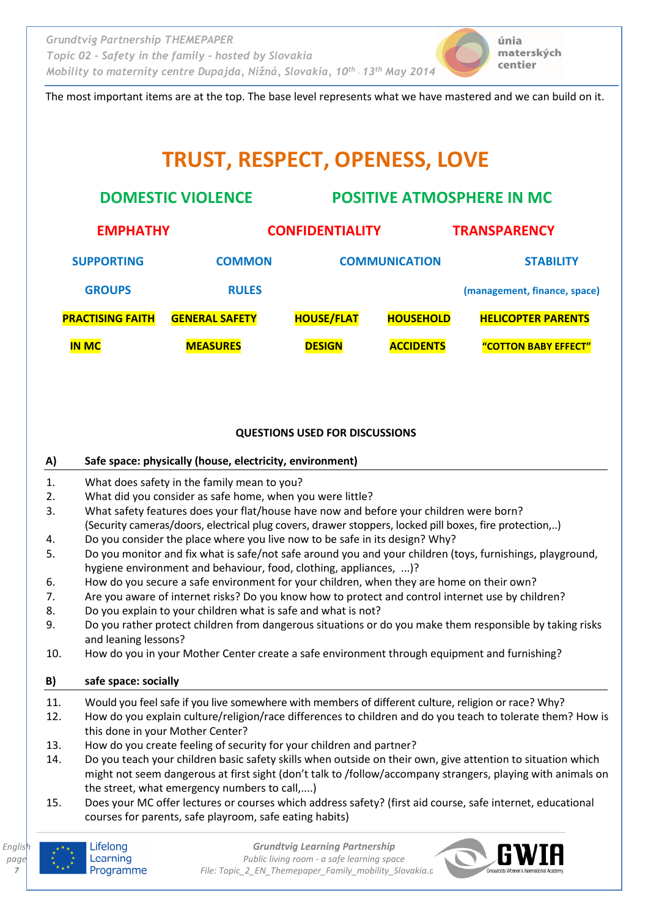The most important items are at the top. The base level represents what we have mastered and we can build on it.

## TRUST, RESPECT, OPENESS, LOVE

**DOMESTIC VIOLENCE** | **POSITIVE ATMOSPHERE IN MC**

**EMPHATHY** | **CONFIDENTIALITY** | **TRANSPARENCY**

**SUPPORTING GROUPS** | **COMMON RULES** | **COMMUNICATION** | **STABILITY (management, finance, space)**

**PRACTISING FAITH IN MC** | **GENERAL SAFETY MEASURES** | **HOUSE/FLAT DESIGN** | **HOUSEHOLD ACCIDENTS** | **HELICOPTER PARENTS "COTTON BABY EFFECT"**

### QUESTIONS USED FOR DISCUSSIONS

**A) Safe space: physically (house, electricity, environment)**

1. What does safety in the family mean to you?
2. What did you consider as safe home, when you were little?
3. What safety features does your flat/house have now and before your children were born? (Security cameras/doors, electrical plug covers, drawer stoppers, locked pill boxes, fire protection,..)
4. Do you consider the place where you live now to be safe in its design? Why?
5. Do you monitor and fix what is safe/not safe around you and your children (toys, furnishings, playground, hygiene environment and behaviour, food, clothing, appliances, ...)?
6. How do you secure a safe environment for your children, when they are home on their own?
7. Are you aware of internet risks? Do you know how to protect and control internet use by children?
8. Do you explain to your children what is safe and what is not?
9. Do you rather protect children from dangerous situations or do you make them responsible by taking risks and leaning lessons?
10. How do you in your Mother Center create a safe environment through equipment and furnishing?

**B) safe space: socially**

11. Would you feel safe if you live somewhere with members of different culture, religion or race? Why?
12. How do you explain culture/religion/race differences to children and do you teach to tolerate them? How is this done in your Mother Center?
13. How do you create feeling of security for your children and partner?
14. Do you teach your children basic safety skills when outside on their own, give attention to situation which might not seem dangerous at first sight (don't talk to /follow/accompany strangers, playing with animals on the street, what emergency numbers to call,....)
15. Does your MC offer lectures or courses which address safety? (first aid course, safe internet, educational courses for parents, safe playroom, safe eating habits)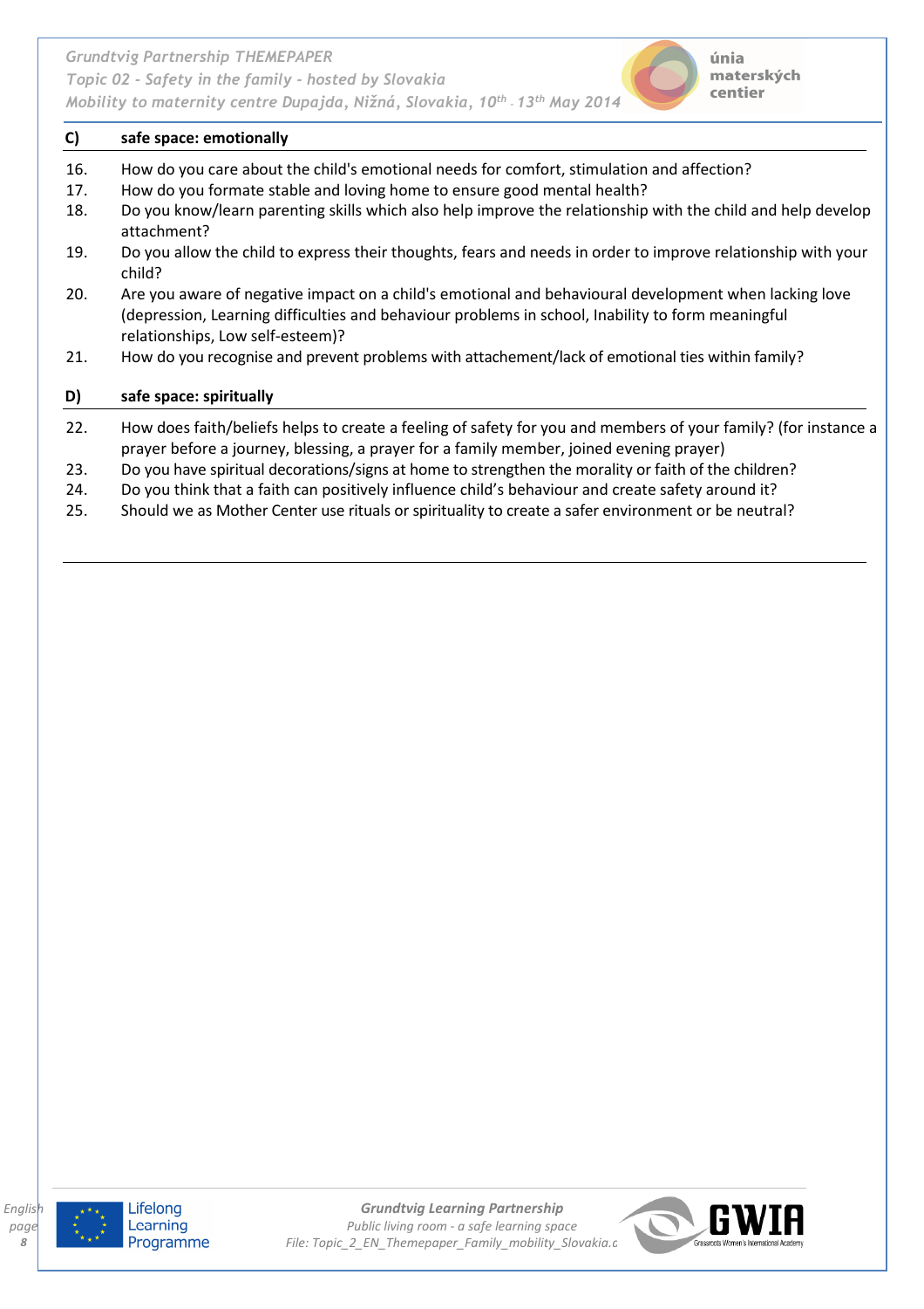## C) safe space: emotionally

16. How do you care about the child's emotional needs for comfort, stimulation and affection?
17. How do you formate stable and loving home to ensure good mental health?
18. Do you know/learn parenting skills which also help improve the relationship with the child and help develop attachment?
19. Do you allow the child to express their thoughts, fears and needs in order to improve relationship with your child?
20. Are you aware of negative impact on a child's emotional and behavioural development when lacking love (depression, Learning difficulties and behaviour problems in school, Inability to form meaningful relationships, Low self-esteem)?
21. How do you recognise and prevent problems with attachement/lack of emotional ties within family?

## D) safe space: spiritually

22. How does faith/beliefs helps to create a feeling of safety for you and members of your family? (for instance a prayer before a journey, blessing, a prayer for a family member, joined evening prayer)
23. Do you have spiritual decorations/signs at home to strengthen the morality or faith of the children?
24. Do you think that a faith can positively influence child's behaviour and create safety around it?
25. Should we as Mother Center use rituals or spirituality to create a safer environment or be neutral?